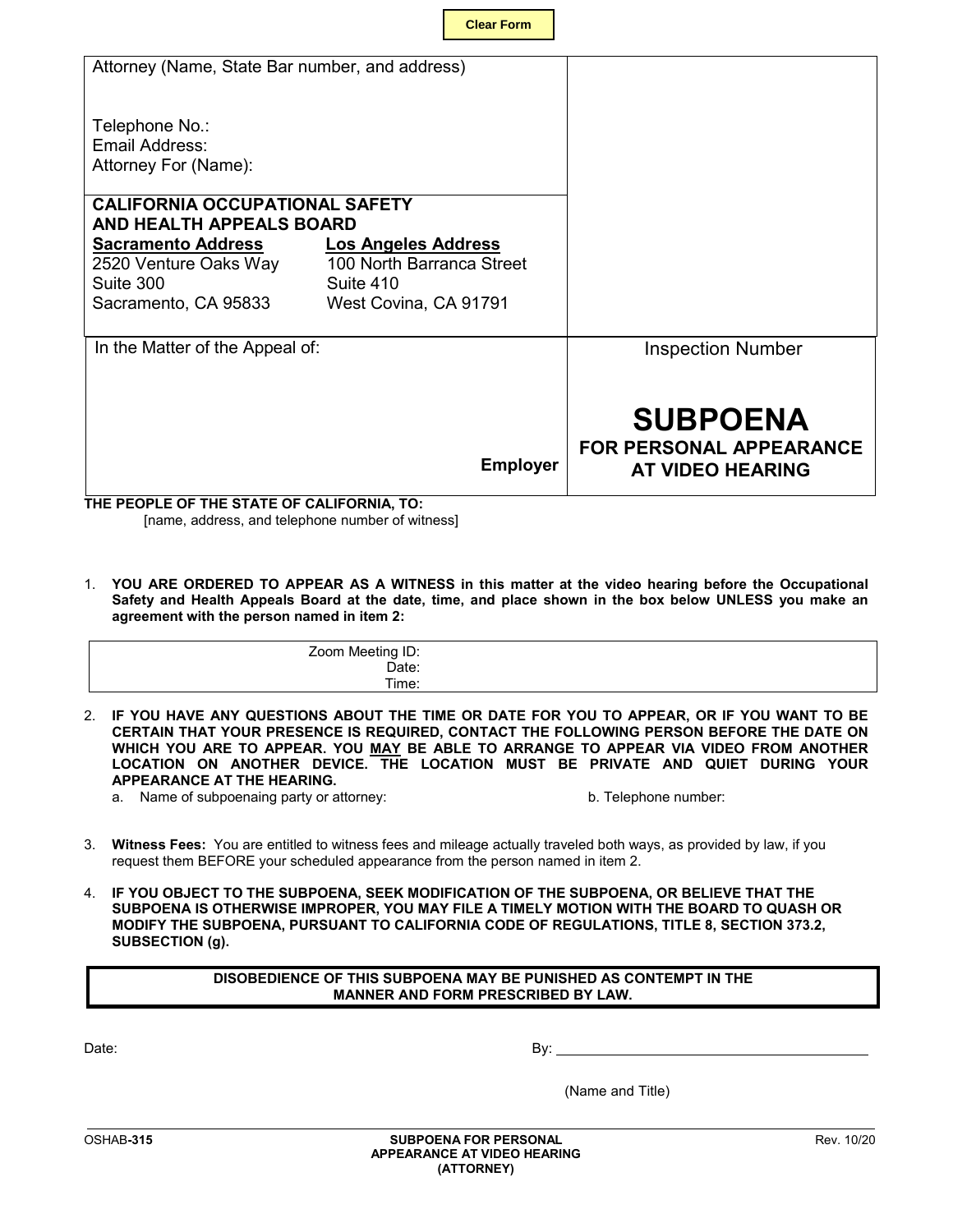Clear Form

Attorney (Name, State Bar number, and address)

Telephone No.:
Email Address:
Attorney For (Name):

**CALIFORNIA OCCUPATIONAL SAFETY AND HEALTH APPEALS BOARD**

| **Sacramento Address** | **Los Angeles Address** |
|---|---|
| 2520 Venture Oaks Way | 100 North Barranca Street |
| Suite 300 | Suite 410 |
| Sacramento, CA 95833 | West Covina, CA 91791 |

In the Matter of the Appeal of:

**Employer**

Inspection Number

# SUBPOENA

## FOR PERSONAL APPEARANCE AT VIDEO HEARING

**THE PEOPLE OF THE STATE OF CALIFORNIA, TO:**
[name, address, and telephone number of witness]

1. **YOU ARE ORDERED TO APPEAR AS A WITNESS in this matter at the video hearing before the Occupational Safety and Health Appeals Board at the date, time, and place shown in the box below UNLESS you make an agreement with the person named in item 2:**

Zoom Meeting ID:
Date:
Time:

2. **IF YOU HAVE ANY QUESTIONS ABOUT THE TIME OR DATE FOR YOU TO APPEAR, OR IF YOU WANT TO BE CERTAIN THAT YOUR PRESENCE IS REQUIRED, CONTACT THE FOLLOWING PERSON BEFORE THE DATE ON WHICH YOU ARE TO APPEAR. YOU MAY BE ABLE TO ARRANGE TO APPEAR VIA VIDEO FROM ANOTHER LOCATION ON ANOTHER DEVICE. THE LOCATION MUST BE PRIVATE AND QUIET DURING YOUR APPEARANCE AT THE HEARING.**
   a. Name of subpoenaing party or attorney: b. Telephone number:

3. **Witness Fees:** You are entitled to witness fees and mileage actually traveled both ways, as provided by law, if you request them BEFORE your scheduled appearance from the person named in item 2.

4. **IF YOU OBJECT TO THE SUBPOENA, SEEK MODIFICATION OF THE SUBPOENA, OR BELIEVE THAT THE SUBPOENA IS OTHERWISE IMPROPER, YOU MAY FILE A TIMELY MOTION WITH THE BOARD TO QUASH OR MODIFY THE SUBPOENA, PURSUANT TO CALIFORNIA CODE OF REGULATIONS, TITLE 8, SECTION 373.2, SUBSECTION (g).**

**DISOBEDIENCE OF THIS SUBPOENA MAY BE PUNISHED AS CONTEMPT IN THE MANNER AND FORM PRESCRIBED BY LAW.**

Date: By: ________________________________________

(Name and Title)

OSHAB-315 — SUBPOENA FOR PERSONAL APPEARANCE AT VIDEO HEARING (ATTORNEY) — Rev. 10/20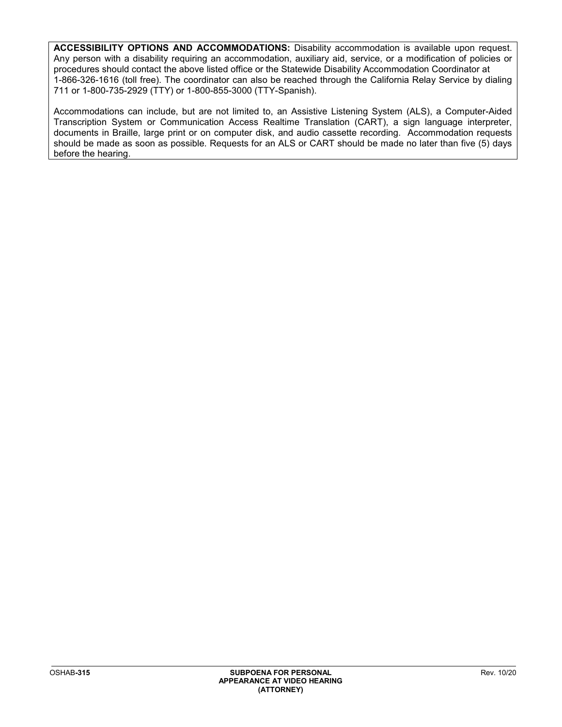**ACCESSIBILITY OPTIONS AND ACCOMMODATIONS:** Disability accommodation is available upon request. Any person with a disability requiring an accommodation, auxiliary aid, service, or a modification of policies or procedures should contact the above listed office or the Statewide Disability Accommodation Coordinator at 1-866-326-1616 (toll free). The coordinator can also be reached through the California Relay Service by dialing 711 or 1-800-735-2929 (TTY) or 1-800-855-3000 (TTY-Spanish).

Accommodations can include, but are not limited to, an Assistive Listening System (ALS), a Computer-Aided Transcription System or Communication Access Realtime Translation (CART), a sign language interpreter, documents in Braille, large print or on computer disk, and audio cassette recording. Accommodation requests should be made as soon as possible. Requests for an ALS or CART should be made no later than five (5) days before the hearing.